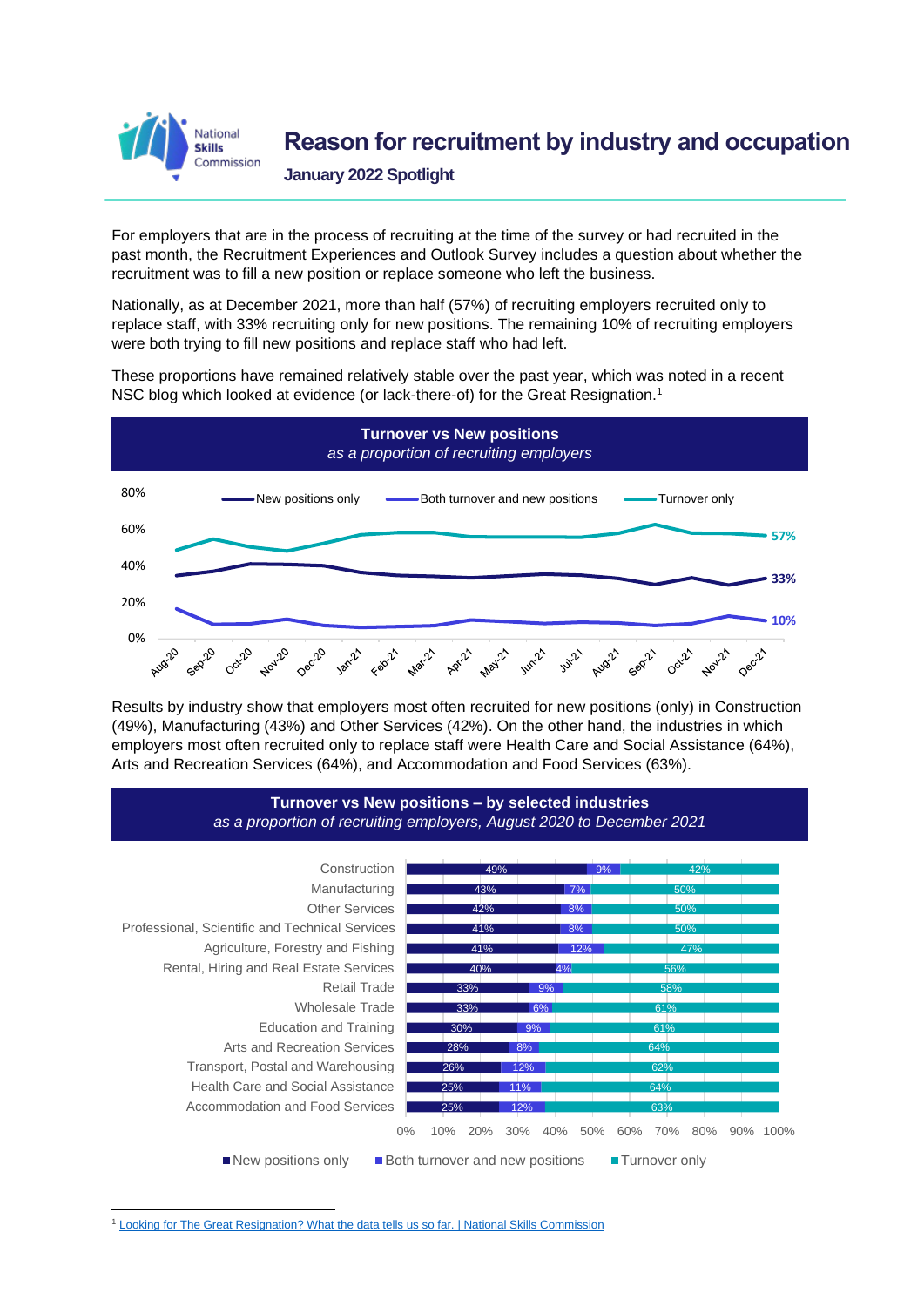# Reason for recruitment by industry and occupation

**January 2022 Spotlight**

For employers that are in the process of recruiting at the time of the survey or had recruited in the past month, the Recruitment Experiences and Outlook Survey includes a question about whether the recruitment was to fill a new position or replace someone who left the business.

Nationally, as at December 2021, more than half (57%) of recruiting employers recruited only to replace staff, with 33% recruiting only for new positions. The remaining 10% of recruiting employers were both trying to fill new positions and replace staff who had left.

These proportions have remained relatively stable over the past year, which was noted in a recent NSC blog which looked at evidence (or lack-there-of) for the Great Resignation.[1]

**Turnover vs New positions**

*as a proportion of recruiting employers*

Legend: New positions only; Both turnover and new positions; Turnover only

Latest values (Dec-21): Turnover only 57%; New positions only 33%; Both turnover and new positions 10%

Results by industry show that employers most often recruited for new positions (only) in Construction (49%), Manufacturing (43%) and Other Services (42%). On the other hand, the industries in which employers most often recruited only to replace staff were Health Care and Social Assistance (64%), Arts and Recreation Services (64%), and Accommodation and Food Services (63%).

**Turnover vs New positions – by selected industries**

*as a proportion of recruiting employers, August 2020 to December 2021*

| Industry | New positions only | Both turnover and new positions | Turnover only |
|---|---|---|---|
| Construction | 49% | 9% | 42% |
| Manufacturing | 43% | 7% | 50% |
| Other Services | 42% | 8% | 50% |
| Professional, Scientific and Technical Services | 41% | 8% | 50% |
| Agriculture, Forestry and Fishing | 41% | 12% | 47% |
| Rental, Hiring and Real Estate Services | 40% | 4% | 56% |
| Retail Trade | 33% | 9% | 58% |
| Wholesale Trade | 33% | 6% | 61% |
| Education and Training | 30% | 9% | 61% |
| Arts and Recreation Services | 28% | 8% | 64% |
| Transport, Postal and Warehousing | 26% | 12% | 62% |
| Health Care and Social Assistance | 25% | 11% | 64% |
| Accommodation and Food Services | 25% | 12% | 63% |

[1] Looking for The Great Resignation? What the data tells us so far. | National Skills Commission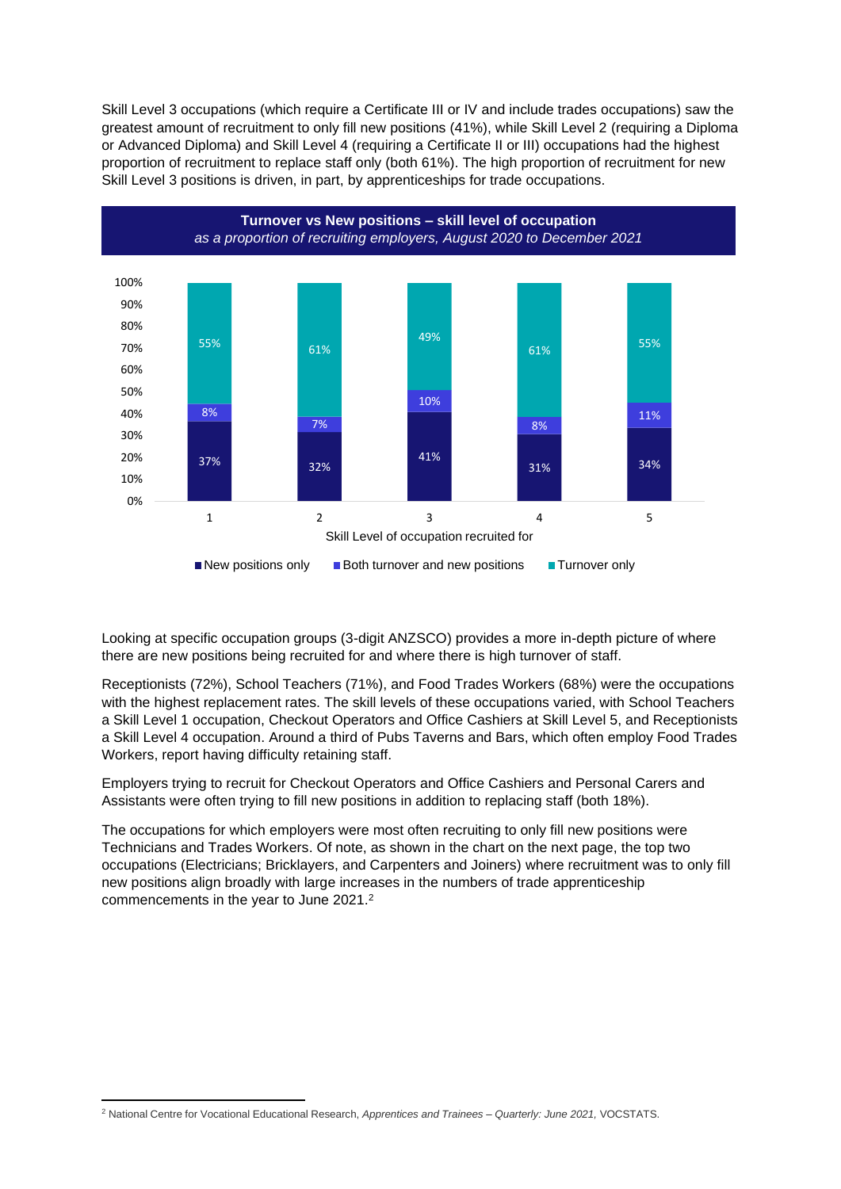Skill Level 3 occupations (which require a Certificate III or IV and include trades occupations) saw the greatest amount of recruitment to only fill new positions (41%), while Skill Level 2 (requiring a Diploma or Advanced Diploma) and Skill Level 4 (requiring a Certificate II or III) occupations had the highest proportion of recruitment to replace staff only (both 61%). The high proportion of recruitment for new Skill Level 3 positions is driven, in part, by apprenticeships for trade occupations.

**Turnover vs New positions – skill level of occupation**
*as a proportion of recruiting employers, August 2020 to December 2021*

| Skill Level of occupation recruited for | New positions only | Both turnover and new positions | Turnover only |
|---|---|---|---|
| 1 | 37% | 8% | 55% |
| 2 | 32% | 7% | 61% |
| 3 | 41% | 10% | 49% |
| 4 | 31% | 8% | 61% |
| 5 | 34% | 11% | 55% |

Looking at specific occupation groups (3-digit ANZSCO) provides a more in-depth picture of where there are new positions being recruited for and where there is high turnover of staff.

Receptionists (72%), School Teachers (71%), and Food Trades Workers (68%) were the occupations with the highest replacement rates. The skill levels of these occupations varied, with School Teachers a Skill Level 1 occupation, Checkout Operators and Office Cashiers at Skill Level 5, and Receptionists a Skill Level 4 occupation. Around a third of Pubs Taverns and Bars, which often employ Food Trades Workers, report having difficulty retaining staff.

Employers trying to recruit for Checkout Operators and Office Cashiers and Personal Carers and Assistants were often trying to fill new positions in addition to replacing staff (both 18%).

The occupations for which employers were most often recruiting to only fill new positions were Technicians and Trades Workers. Of note, as shown in the chart on the next page, the top two occupations (Electricians; Bricklayers, and Carpenters and Joiners) where recruitment was to only fill new positions align broadly with large increases in the numbers of trade apprenticeship commencements in the year to June 2021.[2]

[2] National Centre for Vocational Educational Research, *Apprentices and Trainees – Quarterly: June 2021*, VOCSTATS.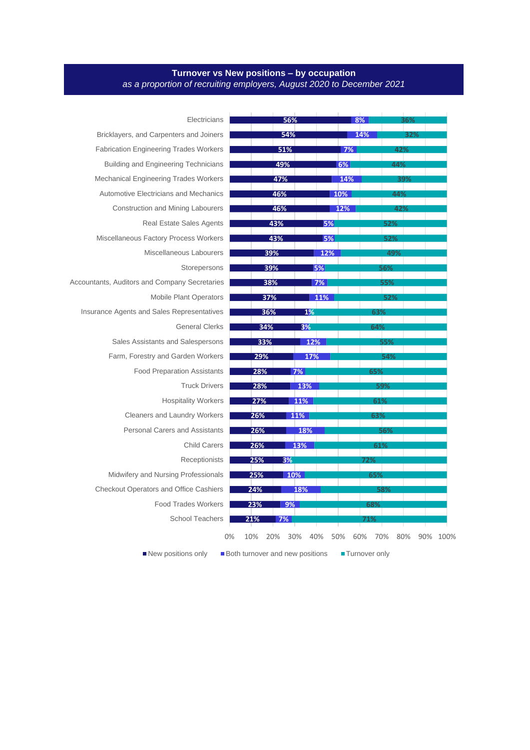**Turnover vs New positions – by occupation**
*as a proportion of recruiting employers, August 2020 to December 2021*

Electricians 56% 8% 36%
Bricklayers, and Carpenters and Joiners 54% 14% 32%
Fabrication Engineering Trades Workers 51% 7% 42%
Building and Engineering Technicians 49% 6% 44%
Mechanical Engineering Trades Workers 47% 14% 39%
Automotive Electricians and Mechanics 46% 10% 44%
Construction and Mining Labourers 46% 12% 42%
Real Estate Sales Agents 43% 5% 52%
Miscellaneous Factory Process Workers 43% 5% 52%
Miscellaneous Labourers 39% 12% 49%
Storepersons 39% 5% 56%
Accountants, Auditors and Company Secretaries 38% 7% 55%
Mobile Plant Operators 37% 11% 52%
Insurance Agents and Sales Representatives 36% 1% 63%
General Clerks 34% 3% 64%
Sales Assistants and Salespersons 33% 12% 55%
Farm, Forestry and Garden Workers 29% 17% 54%
Food Preparation Assistants 28% 7% 65%
Truck Drivers 28% 13% 59%
Hospitality Workers 27% 11% 61%
Cleaners and Laundry Workers 26% 11% 63%
Personal Carers and Assistants 26% 18% 56%
Child Carers 26% 13% 61%
Receptionists 25% 3% 72%
Midwifery and Nursing Professionals 25% 10% 65%
Checkout Operators and Office Cashiers 24% 18% 58%
Food Trades Workers 23% 9% 68%
School Teachers 21% 7% 71%

0% 10% 20% 30% 40% 50% 60% 70% 80% 90% 100%

New positions only | Both turnover and new positions | Turnover only